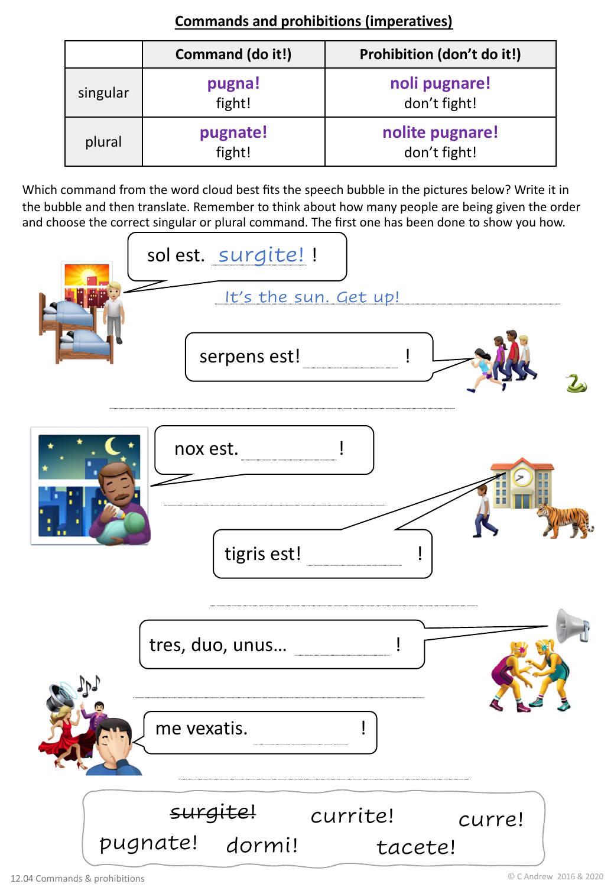## Commands and prohibitions (imperatives)

| | Command (do it!) | Prohibition (don't do it!) |
|---|---|---|
| singular | **pugna!** fight! | **noli pugnare!** don't fight! |
| plural | **pugnate!** fight! | **nolite pugnare!** don't fight! |

Which command from the word cloud best fits the speech bubble in the pictures below? Write it in the bubble and then translate. Remember to think about how many people are being given the order and choose the correct singular or plural command. The first one has been done to show you how.

sol est. surgite! !

It's the sun. Get up!

serpens est! ______________ !

______________________________________________

nox est. ______________ !

______________________________________________

tigris est! ______________ !

______________________________________________

tres, duo, unus... ______________ !

______________________________________________

me vexatis. ______________ !

______________________________________________

~~surgite!~~ currite! curre! pugnate! dormi! tacete!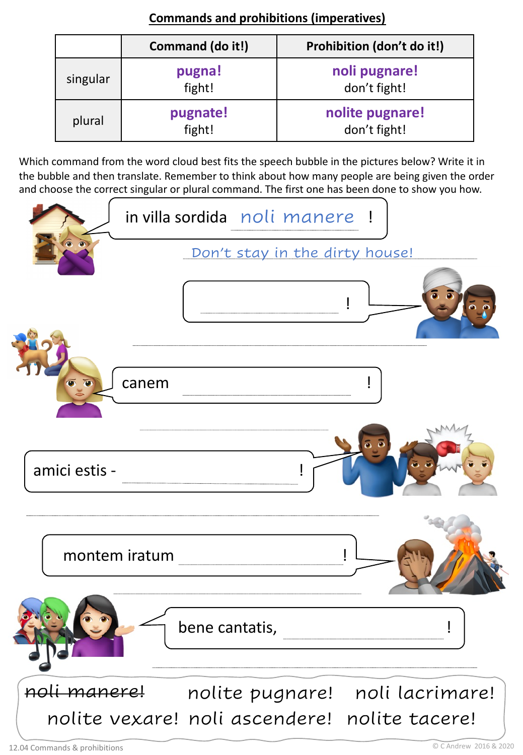## Commands and prohibitions (imperatives)

| | Command (do it!) | Prohibition (don't do it!) |
|---|---|---|
| singular | **pugna!** fight! | **noli pugnare!** don't fight! |
| plural | **pugnate!** fight! | **nolite pugnare!** don't fight! |

Which command from the word cloud best fits the speech bubble in the pictures below? Write it in the bubble and then translate. Remember to think about how many people are being given the order and choose the correct singular or plural command. The first one has been done to show you how.

in villa sordida noli manere !

Don't stay in the dirty house!

______________________ !

______________________________________________

canem ______________________ !

______________________________________________

amici estis - ______________________ !

______________________________________________

montem iratum ______________________ !

______________________________________________

bene cantatis, ______________________ !

______________________________________________

~~noli manere!~~ nolite pugnare! noli lacrimare! nolite vexare! noli ascendere! nolite tacere!

12.04 Commands & prohibitions

© C Andrew 2016 & 2020